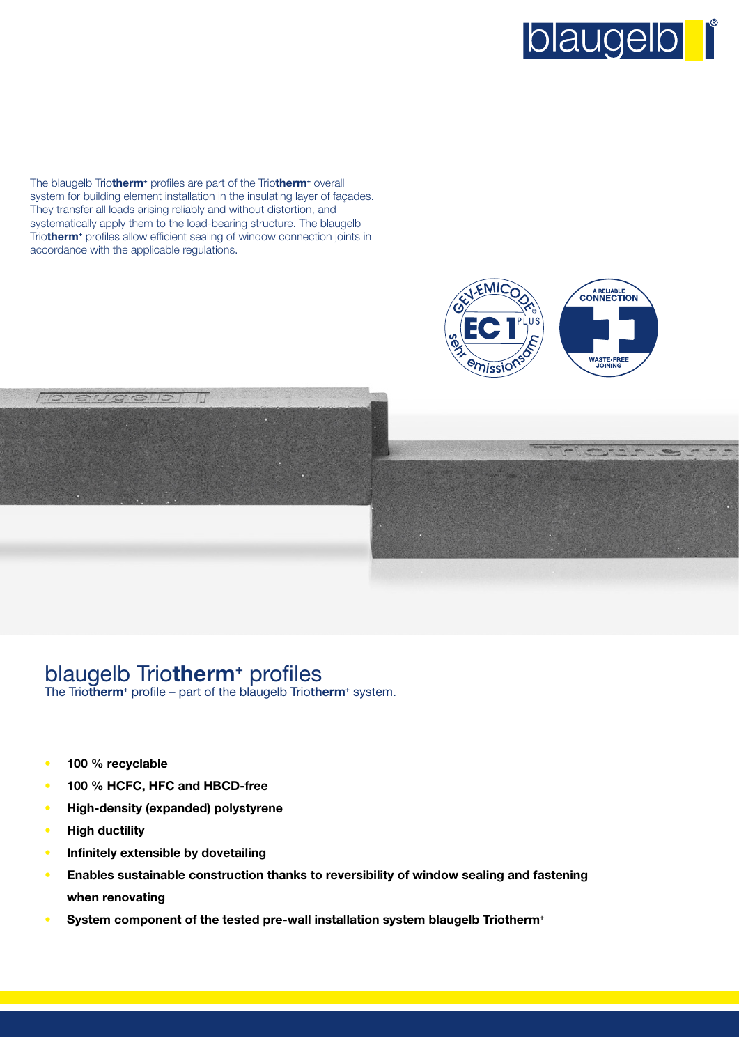The blaugelb Trio**therm**+ profiles are part of the Trio**therm**+ overall system for building element installation in the insulating layer of façades. They transfer all loads arising reliably and without distortion, and systematically apply them to the load-bearing structure. The blaugelb Trio**therm**+ profiles allow efficient sealing of window connection joints in accordance with the applicable regulations.

# blaugelb Trio**therm**+ profiles

The Trio**therm**+ profile – part of the blaugelb Trio**therm**+ system.

- **100 % recyclable**
- **100 % HCFC, HFC and HBCD-free**
- **High-density (expanded) polystyrene**
- **High ductility**
- **Infinitely extensible by dovetailing**
- **Enables sustainable construction thanks to reversibility of window sealing and fastening when renovating**
- **System component of the tested pre-wall installation system blaugelb Triotherm+**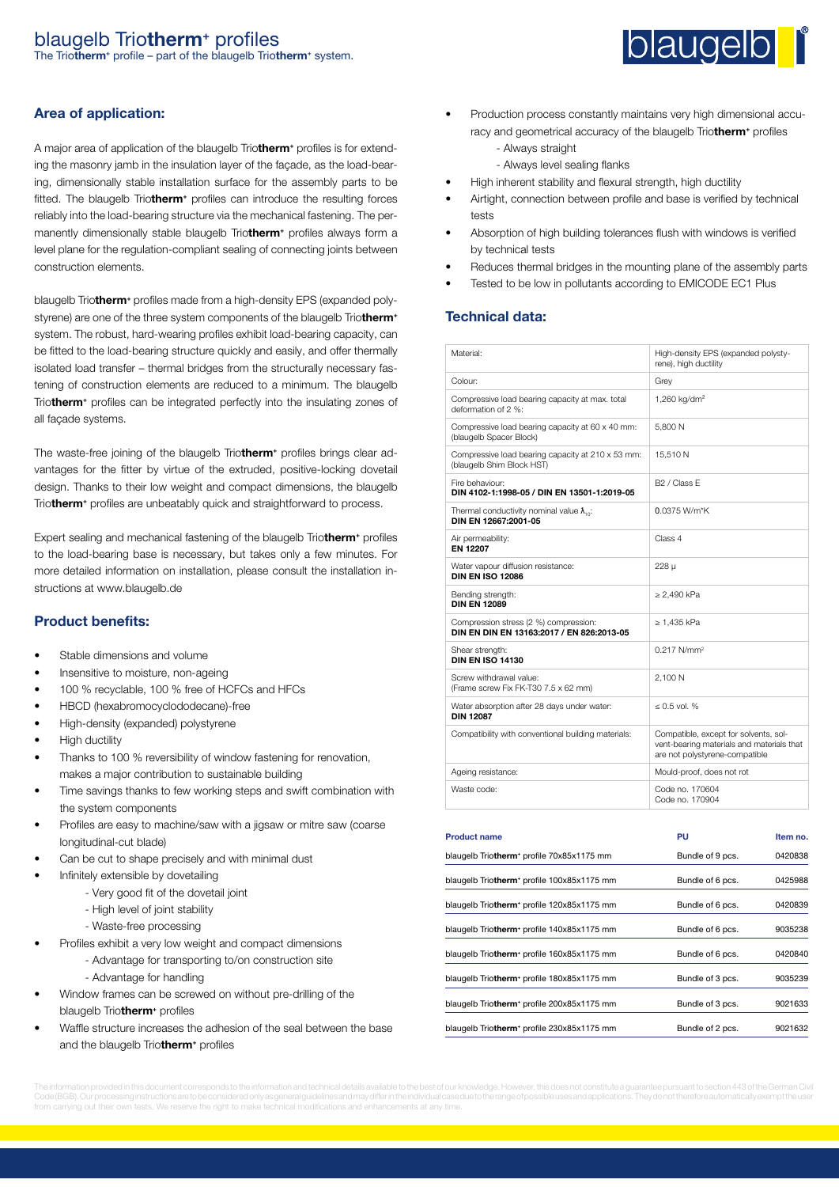# blaugelb Trio**therm**⁺ profiles

The Trio**therm**⁺ profile – part of the blaugelb Trio**therm**⁺ system.

## Area of application:

A major area of application of the blaugelb Trio**therm**⁺ profiles is for extending the masonry jamb in the insulation layer of the façade, as the load-bearing, dimensionally stable installation surface for the assembly parts to be fitted. The blaugelb Trio**therm**⁺ profiles can introduce the resulting forces reliably into the load-bearing structure via the mechanical fastening. The permanently dimensionally stable blaugelb Trio**therm**⁺ profiles always form a level plane for the regulation-compliant sealing of connecting joints between construction elements.

blaugelb Trio**therm**⁺ profiles made from a high-density EPS (expanded polystyrene) are one of the three system components of the blaugelb Trio**therm**⁺ system. The robust, hard-wearing profiles exhibit load-bearing capacity, can be fitted to the load-bearing structure quickly and easily, and offer thermally isolated load transfer – thermal bridges from the structurally necessary fastening of construction elements are reduced to a minimum. The blaugelb Trio**therm**⁺ profiles can be integrated perfectly into the insulating zones of all façade systems.

The waste-free joining of the blaugelb Trio**therm**⁺ profiles brings clear advantages for the fitter by virtue of the extruded, positive-locking dovetail design. Thanks to their low weight and compact dimensions, the blaugelb Trio**therm**⁺ profiles are unbeatably quick and straightforward to process.

Expert sealing and mechanical fastening of the blaugelb Trio**therm**⁺ profiles to the load-bearing base is necessary, but takes only a few minutes. For more detailed information on installation, please consult the installation instructions at www.blaugelb.de

## Product benefits:

- Stable dimensions and volume
- Insensitive to moisture, non-ageing
- 100 % recyclable, 100 % free of HCFCs and HFCs
- HBCD (hexabromocyclododecane)-free
- High-density (expanded) polystyrene
- High ductility
- Thanks to 100 % reversibility of window fastening for renovation, makes a major contribution to sustainable building
- Time savings thanks to few working steps and swift combination with the system components
- Profiles are easy to machine/saw with a jigsaw or mitre saw (coarse longitudinal-cut blade)
- Can be cut to shape precisely and with minimal dust
- Infinitely extensible by dovetailing
  - Very good fit of the dovetail joint
  - High level of joint stability
  - Waste-free processing
- Profiles exhibit a very low weight and compact dimensions
  - Advantage for transporting to/on construction site
  - Advantage for handling
- Window frames can be screwed on without pre-drilling of the blaugelb Trio**therm**⁺ profiles
- Waffle structure increases the adhesion of the seal between the base and the blaugelb Trio**therm**⁺ profiles
- Production process constantly maintains very high dimensional accuracy and geometrical accuracy of the blaugelb Trio**therm**⁺ profiles
  - Always straight
  - Always level sealing flanks
- High inherent stability and flexural strength, high ductility
- Airtight, connection between profile and base is verified by technical tests
- Absorption of high building tolerances flush with windows is verified by technical tests
- Reduces thermal bridges in the mounting plane of the assembly parts
- Tested to be low in pollutants according to EMICODE EC1 Plus

## Technical data:

| | |
|---|---|
| Material: | High-density EPS (expanded polystyrene), high ductility |
| Colour: | Grey |
| Compressive load bearing capacity at max. total deformation of 2 %: | 1,260 kg/dm² |
| Compressive load bearing capacity at 60 x 40 mm: (blaugelb Spacer Block) | 5,800 N |
| Compressive load bearing capacity at 210 x 53 mm: (blaugelb Shim Block HST) | 15,510 N |
| Fire behaviour: **DIN 4102-1:1998-05 / DIN EN 13501-1:2019-05** | B2 / Class E |
| Thermal conductivity nominal value $\lambda_{10}$: **DIN EN 12667:2001-05** | 0.0375 W/m*K |
| Air permeability: **EN 12207** | Class 4 |
| Water vapour diffusion resistance: **DIN EN ISO 12086** | 228 µ |
| Bending strength: **DIN EN 12089** | ≥ 2,490 kPa |
| Compression stress (2 %) compression: **DIN EN DIN EN 13163:2017 / EN 826:2013-05** | ≥ 1,435 kPa |
| Shear strength: **DIN EN ISO 14130** | 0.217 N/mm² |
| Screw withdrawal value: (Frame screw Fix FK-T30 7.5 x 62 mm) | 2,100 N |
| Water absorption after 28 days under water: **DIN 12087** | ≤ 0.5 vol. % |
| Compatibility with conventional building materials: | Compatible, except for solvents, solvent-bearing materials and materials that are not polystyrene-compatible |
| Ageing resistance: | Mould-proof, does not rot |
| Waste code: | Code no. 170604<br>Code no. 170904 |

| Product name | PU | Item no. |
|---|---|---|
| blaugelb Trio**therm**⁺ profile 70x85x1175 mm | Bundle of 9 pcs. | 0420838 |
| blaugelb Trio**therm**⁺ profile 100x85x1175 mm | Bundle of 6 pcs. | 0425988 |
| blaugelb Trio**therm**⁺ profile 120x85x1175 mm | Bundle of 6 pcs. | 0420839 |
| blaugelb Trio**therm**⁺ profile 140x85x1175 mm | Bundle of 6 pcs. | 9035238 |
| blaugelb Trio**therm**⁺ profile 160x85x1175 mm | Bundle of 6 pcs. | 0420840 |
| blaugelb Trio**therm**⁺ profile 180x85x1175 mm | Bundle of 3 pcs. | 9035239 |
| blaugelb Trio**therm**⁺ profile 200x85x1175 mm | Bundle of 3 pcs. | 9021633 |
| blaugelb Trio**therm**⁺ profile 230x85x1175 mm | Bundle of 2 pcs. | 9021632 |

The information provided in this document corresponds to the information and technical details available to the best of our knowledge. However, this does not constitute a guarantee pursuant to section 443 of the German Civil Code (BGB). Our processing instructions are to be considered only as general guidelines and may differ in the individual case due to the range of possible uses and applications. They do not therefore automatically exempt the user from carrying out their own tests. We reserve the right to make technical modifications and enhancements at any time.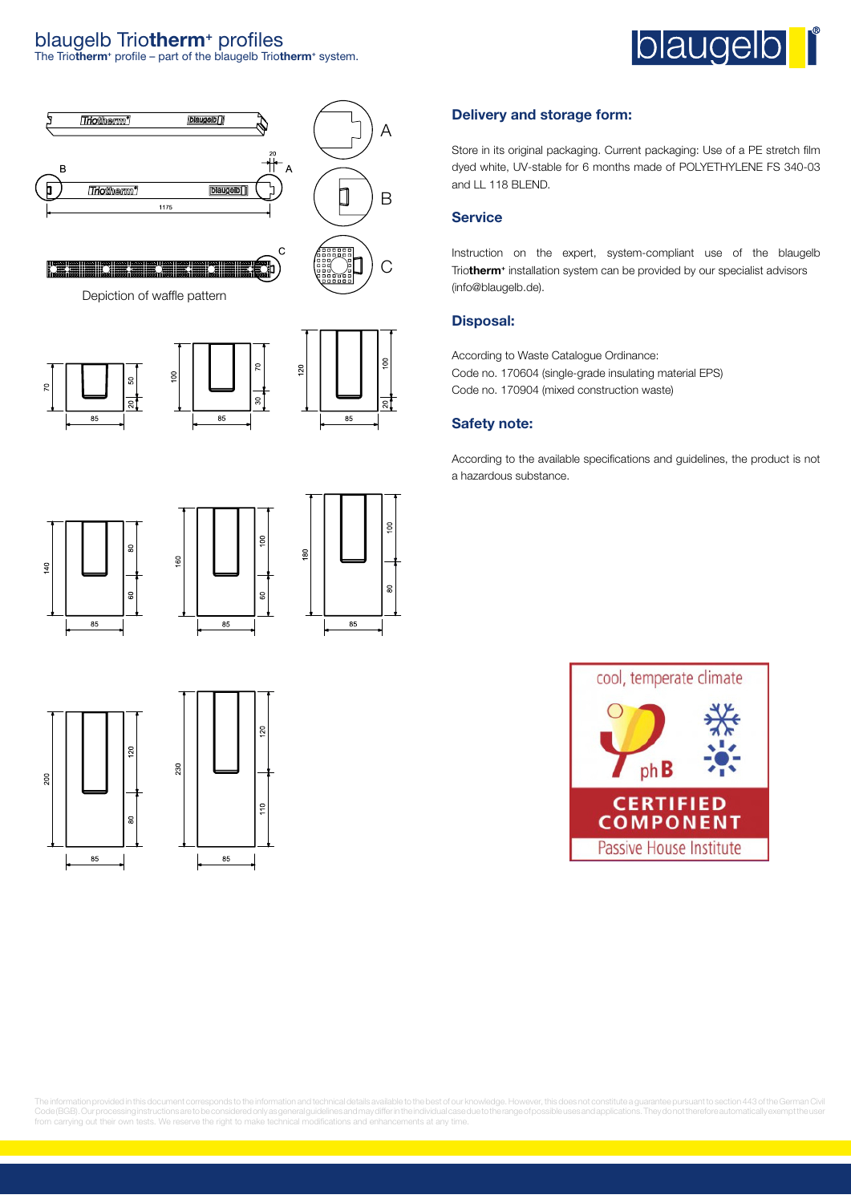# blaugelb Triotherm⁺ profiles

The Triotherm⁺ profile – part of the blaugelb Triotherm⁺ system.

Depiction of waffle pattern

## Delivery and storage form:

Store in its original packaging. Current packaging: Use of a PE stretch film dyed white, UV-stable for 6 months made of POLYETHYLENE FS 340-03 and LL 118 BLEND.

## Service

Instruction on the expert, system-compliant use of the blaugelb Triotherm⁺ installation system can be provided by our specialist advisors (info@blaugelb.de).

## Disposal:

According to Waste Catalogue Ordinance:
Code no. 170604 (single-grade insulating material EPS)
Code no. 170904 (mixed construction waste)

## Safety note:

According to the available specifications and guidelines, the product is not a hazardous substance.

cool, temperate climate

phB

CERTIFIED COMPONENT

Passive House Institute

The information provided in this document corresponds to the information and technical details available to the best of our knowledge. However, this does not constitute a guarantee pursuant to section 443 of the German Civil Code (BGB). Our processing instructions are to be considered only as general guidelines and may differ in the individual case due to the range of possible uses and applications. They do not therefore automatically exempt the user from carrying out their own tests. We reserve the right to make technical modifications and enhancements at any time.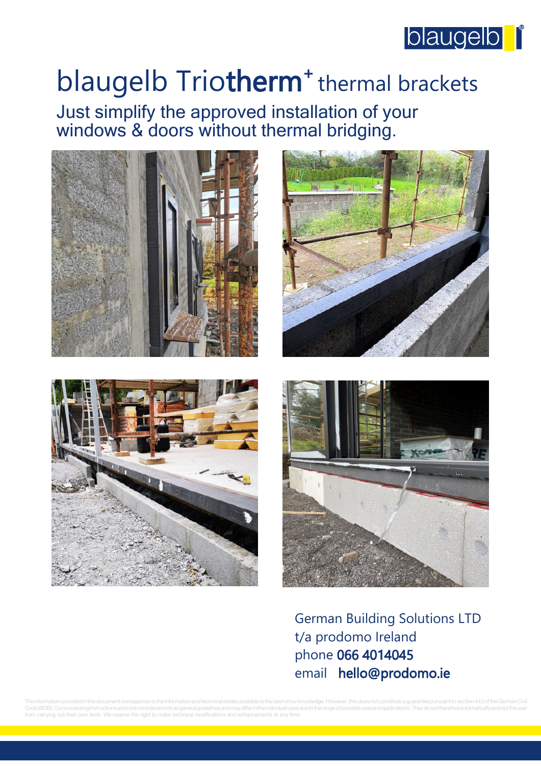# blaugelb Triotherm+ thermal brackets

Just simplify the approved installation of your windows & doors without thermal bridging.

German Building Solutions LTD
t/a prodomo Ireland
phone **066 4014045**
email **hello@prodomo.ie**

The information provided in this document corresponds to the information and technical details available to the best of our knowledge. However, this does not constitute a guarantee pursuant to section 443 of the German Civil Code (BGB). Our processing instructions are to be considered only as general guidelines and may differ in the individual case due to the range of possible uses and applications. They do not therefore automatically exempt the user from carrying out their own tests. We reserve the right to make technical modifications and enhancements at any time.